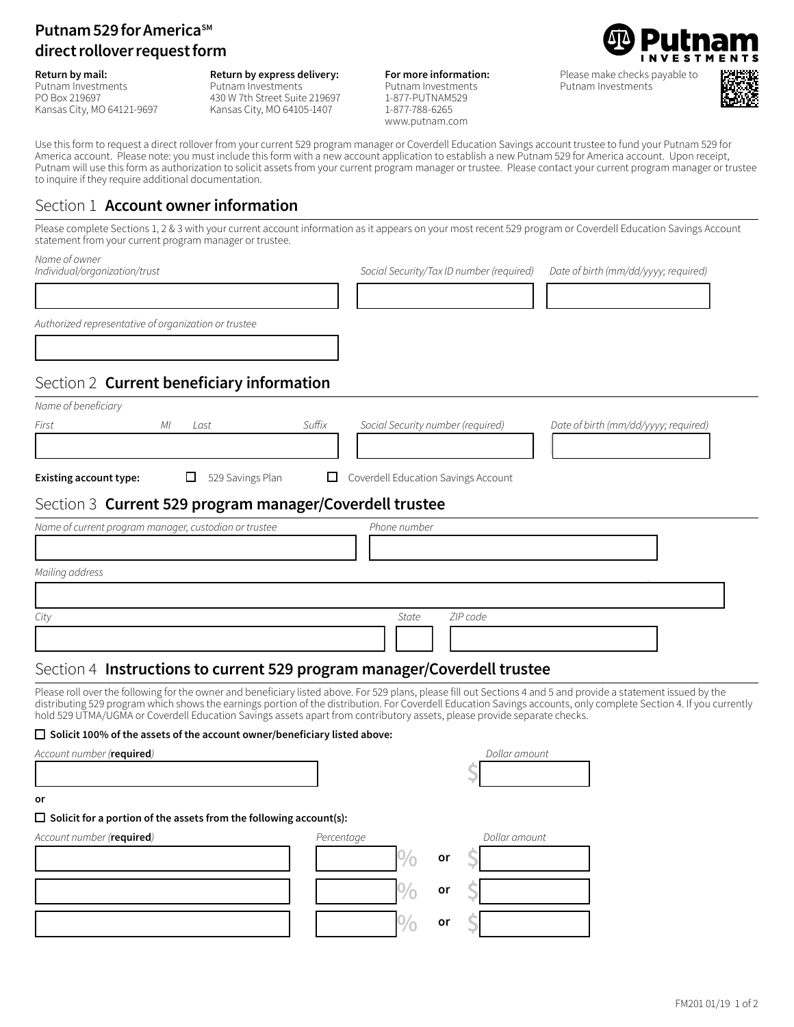# Putnam 529 for America[SM] direct rollover request form

**Return by mail:**
Putnam Investments
PO Box 219697
Kansas City, MO 64121-9697

**Return by express delivery:**
Putnam Investments
430 W 7th Street Suite 219697
Kansas City, MO 64105-1407

**For more information:**
Putnam Investments
1-877-PUTNAM529
1-877-788-6265
www.putnam.com

Please make checks payable to Putnam Investments

Use this form to request a direct rollover from your current 529 program manager or Coverdell Education Savings account trustee to fund your Putnam 529 for America account. Please note: you must include this form with a new account application to establish a new Putnam 529 for America account. Upon receipt, Putnam will use this form as authorization to solicit assets from your current program manager or trustee. Please contact your current program manager or trustee to inquire if they require additional documentation.

## Section 1 Account owner information

Please complete Sections 1, 2 & 3 with your current account information as it appears on your most recent 529 program or Coverdell Education Savings Account statement from your current program manager or trustee.

*Name of owner Individual/organization/trust* \_\_\_\_\_\_\_\_\_\_ *Social Security/Tax ID number (required)* \_\_\_\_\_\_\_\_\_\_ *Date of birth (mm/dd/yyyy; required)* \_\_\_\_\_\_\_\_\_\_

*Authorized representative of organization or trustee* \_\_\_\_\_\_\_\_\_\_

## Section 2 Current beneficiary information

*Name of beneficiary*

*First* \_\_\_\_ *MI* \_\_\_\_ *Last* \_\_\_\_ *Suffix* \_\_\_\_ *Social Security number (required)* \_\_\_\_\_\_\_\_\_\_ *Date of birth (mm/dd/yyyy; required)* \_\_\_\_\_\_\_\_\_\_

**Existing account type:** ☐ 529 Savings Plan ☐ Coverdell Education Savings Account

## Section 3 Current 529 program manager/Coverdell trustee

*Name of current program manager, custodian or trustee* \_\_\_\_\_\_\_\_\_\_ *Phone number* \_\_\_\_\_\_\_\_\_\_

*Mailing address* \_\_\_\_\_\_\_\_\_\_

*City* \_\_\_\_\_\_\_\_\_\_ *State* \_\_\_\_ *ZIP code* \_\_\_\_\_\_\_\_\_\_

## Section 4 Instructions to current 529 program manager/Coverdell trustee

Please roll over the following for the owner and beneficiary listed above. For 529 plans, please fill out Sections 4 and 5 and provide a statement issued by the distributing 529 program which shows the earnings portion of the distribution. For Coverdell Education Savings accounts, only complete Section 4. If you currently hold 529 UTMA/UGMA or Coverdell Education Savings assets apart from contributory assets, please provide separate checks.

☐ **Solicit 100% of the assets of the account owner/beneficiary listed above:**

*Account number (**required**)* \_\_\_\_\_\_\_\_\_\_ *Dollar amount* $ \_\_\_\_\_\_\_\_\_\_

**or**

☐ **Solicit for a portion of the assets from the following account(s):**

| *Account number (**required**)* | *Percentage* | | *Dollar amount* |
|---|---|---|---|
| | % | or | $ |
| | % | or | $ |
| | % | or | $ |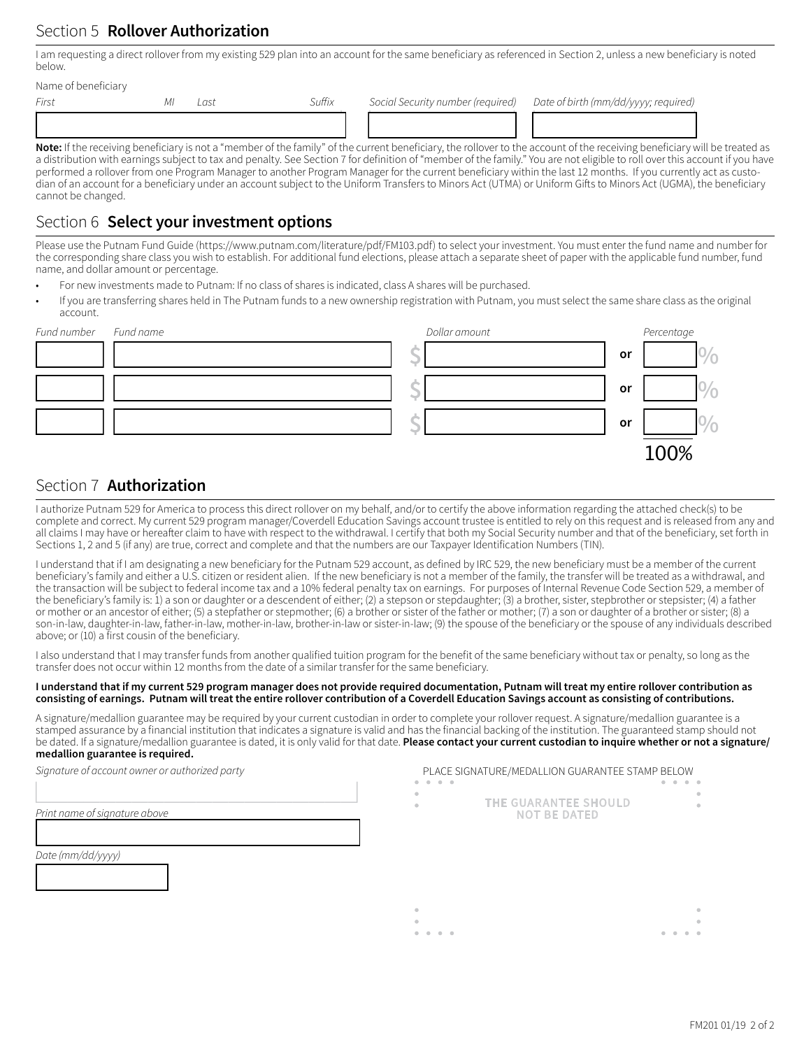## Section 5 **Rollover Authorization**

I am requesting a direct rollover from my existing 529 plan into an account for the same beneficiary as referenced in Section 2, unless a new beneficiary is noted below.

Name of beneficiary

| *First* *MI* *Last* *Suffix* | *Social Security number (required)* | *Date of birth (mm/dd/yyyy; required)* |
|---|---|---|
| | | |

**Note:** If the receiving beneficiary is not a "member of the family" of the current beneficiary, the rollover to the account of the receiving beneficiary will be treated as a distribution with earnings subject to tax and penalty. See Section 7 for definition of "member of the family." You are not eligible to roll over this account if you have performed a rollover from one Program Manager to another Program Manager for the current beneficiary within the last 12 months. If you currently act as custodian of an account for a beneficiary under an account subject to the Uniform Transfers to Minors Act (UTMA) or Uniform Gifts to Minors Act (UGMA), the beneficiary cannot be changed.

## Section 6 **Select your investment options**

Please use the Putnam Fund Guide (https://www.putnam.com/literature/pdf/FM103.pdf) to select your investment. You must enter the fund name and number for the corresponding share class you wish to establish. For additional fund elections, please attach a separate sheet of paper with the applicable fund number, fund name, and dollar amount or percentage.

- For new investments made to Putnam: If no class of shares is indicated, class A shares will be purchased.
- If you are transferring shares held in The Putnam funds to a new ownership registration with Putnam, you must select the same share class as the original account.

| *Fund number* | *Fund name* | *Dollar amount* | | *Percentage* |
|---|---|---|---|---|
| | | $ | **or** | % |
| | | $ | **or** | % |
| | | $ | **or** | % |
| | | | | 100% |

## Section 7 **Authorization**

I authorize Putnam 529 for America to process this direct rollover on my behalf, and/or to certify the above information regarding the attached check(s) to be complete and correct. My current 529 program manager/Coverdell Education Savings account trustee is entitled to rely on this request and is released from any and all claims I may have or hereafter claim to have with respect to the withdrawal. I certify that both my Social Security number and that of the beneficiary, set forth in Sections 1, 2 and 5 (if any) are true, correct and complete and that the numbers are our Taxpayer Identification Numbers (TIN).

I understand that if I am designating a new beneficiary for the Putnam 529 account, as defined by IRC 529, the new beneficiary must be a member of the current beneficiary's family and either a U.S. citizen or resident alien. If the new beneficiary is not a member of the family, the transfer will be treated as a withdrawal, and the transaction will be subject to federal income tax and a 10% federal penalty tax on earnings. For purposes of Internal Revenue Code Section 529, a member of the beneficiary's family is: 1) a son or daughter or a descendent of either; (2) a stepson or stepdaughter; (3) a brother, sister, stepbrother or stepsister; (4) a father or mother or an ancestor of either; (5) a stepfather or stepmother; (6) a brother or sister of the father or mother; (7) a son or daughter of a brother or sister; (8) a son-in-law, daughter-in-law, father-in-law, mother-in-law, brother-in-law or sister-in-law; (9) the spouse of the beneficiary or the spouse of any individuals described above; or (10) a first cousin of the beneficiary.

I also understand that I may transfer funds from another qualified tuition program for the benefit of the same beneficiary without tax or penalty, so long as the transfer does not occur within 12 months from the date of a similar transfer for the same beneficiary.

**I understand that if my current 529 program manager does not provide required documentation, Putnam will treat my entire rollover contribution as consisting of earnings. Putnam will treat the entire rollover contribution of a Coverdell Education Savings account as consisting of contributions.**

A signature/medallion guarantee may be required by your current custodian in order to complete your rollover request. A signature/medallion guarantee is a stamped assurance by a financial institution that indicates a signature is valid and has the financial backing of the institution. The guaranteed stamp should not be dated. If a signature/medallion guarantee is dated, it is only valid for that date. **Please contact your current custodian to inquire whether or not a signature/medallion guarantee is required.**

*Signature of account owner or authorized party*

*Print name of signature above*

*Date (mm/dd/yyyy)*

PLACE SIGNATURE/MEDALLION GUARANTEE STAMP BELOW

THE GUARANTEE SHOULD NOT BE DATED

FM201 01/19